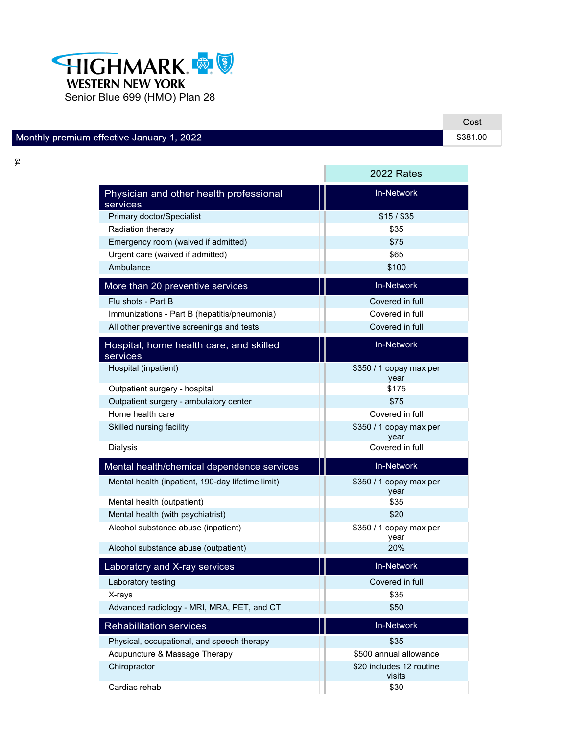# HIGHMARK WESTERN NEW YORK

Senior Blue 699 (HMO) Plan 28

| | Cost |
|---|---|
| Monthly premium effective January 1, 2022 | $381.00 |

| | 2022 Rates |
|---|---|
| **Physician and other health professional services** | **In-Network** |
| Primary doctor/Specialist | $15 / $35 |
| Radiation therapy | $35 |
| Emergency room (waived if admitted) | $75 |
| Urgent care (waived if admitted) | $65 |
| Ambulance | $100 |
| **More than 20 preventive services** | **In-Network** |
| Flu shots - Part B | Covered in full |
| Immunizations - Part B (hepatitis/pneumonia) | Covered in full |
| All other preventive screenings and tests | Covered in full |
| **Hospital, home health care, and skilled services** | **In-Network** |
| Hospital (inpatient) | $350 / 1 copay max per year |
| Outpatient surgery - hospital | $175 |
| Outpatient surgery - ambulatory center | $75 |
| Home health care | Covered in full |
| Skilled nursing facility | $350 / 1 copay max per year |
| Dialysis | Covered in full |
| **Mental health/chemical dependence services** | **In-Network** |
| Mental health (inpatient, 190-day lifetime limit) | $350 / 1 copay max per year |
| Mental health (outpatient) | $35 |
| Mental health (with psychiatrist) | $20 |
| Alcohol substance abuse (inpatient) | $350 / 1 copay max per year |
| Alcohol substance abuse (outpatient) | 20% |
| **Laboratory and X-ray services** | **In-Network** |
| Laboratory testing | Covered in full |
| X-rays | $35 |
| Advanced radiology - MRI, MRA, PET, and CT | $50 |
| **Rehabilitation services** | **In-Network** |
| Physical, occupational, and speech therapy | $35 |
| Acupuncture & Massage Therapy | $500 annual allowance |
| Chiropractor | $20 includes 12 routine visits |
| Cardiac rehab | $30 |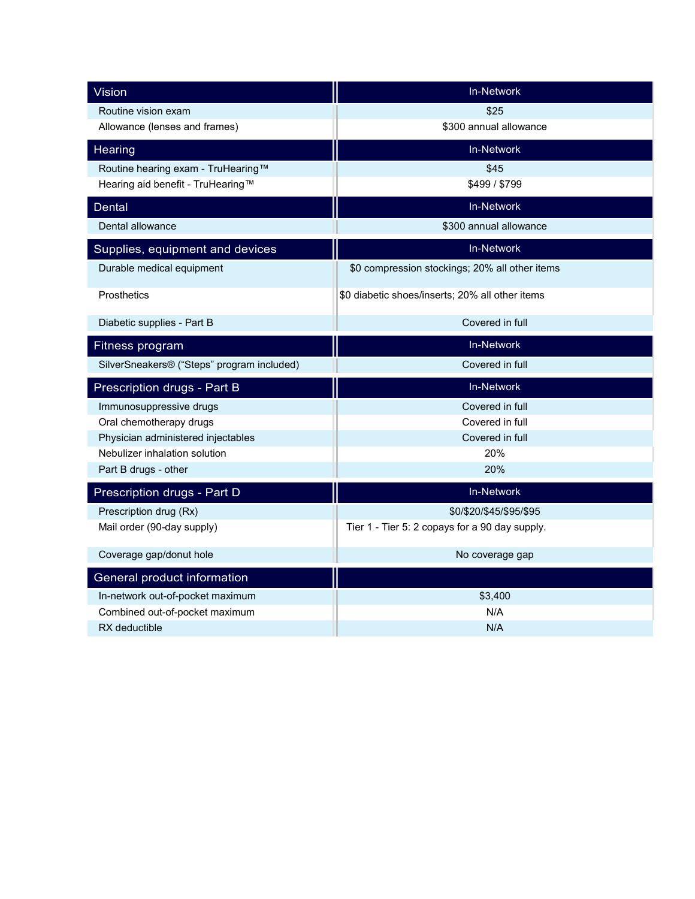| Vision | In-Network |
|---|---|
| Routine vision exam | $25 |
| Allowance (lenses and frames) | $300 annual allowance |
| **Hearing** | **In-Network** |
| Routine hearing exam - TruHearing™ | $45 |
| Hearing aid benefit - TruHearing™ | $499 / $799 |
| **Dental** | **In-Network** |
| Dental allowance | $300 annual allowance |
| **Supplies, equipment and devices** | **In-Network** |
| Durable medical equipment | $0 compression stockings; 20% all other items |
| Prosthetics | $0 diabetic shoes/inserts; 20% all other items |
| Diabetic supplies - Part B | Covered in full |
| **Fitness program** | **In-Network** |
| SilverSneakers® ("Steps" program included) | Covered in full |
| **Prescription drugs - Part B** | **In-Network** |
| Immunosuppressive drugs | Covered in full |
| Oral chemotherapy drugs | Covered in full |
| Physician administered injectables | Covered in full |
| Nebulizer inhalation solution | 20% |
| Part B drugs - other | 20% |
| **Prescription drugs - Part D** | **In-Network** |
| Prescription drug (Rx) | $0/$20/$45/$95/$95 |
| Mail order (90-day supply) | Tier 1 - Tier 5: 2 copays for a 90 day supply. |
| Coverage gap/donut hole | No coverage gap |
| **General product information** | |
| In-network out-of-pocket maximum | $3,400 |
| Combined out-of-pocket maximum | N/A |
| RX deductible | N/A |